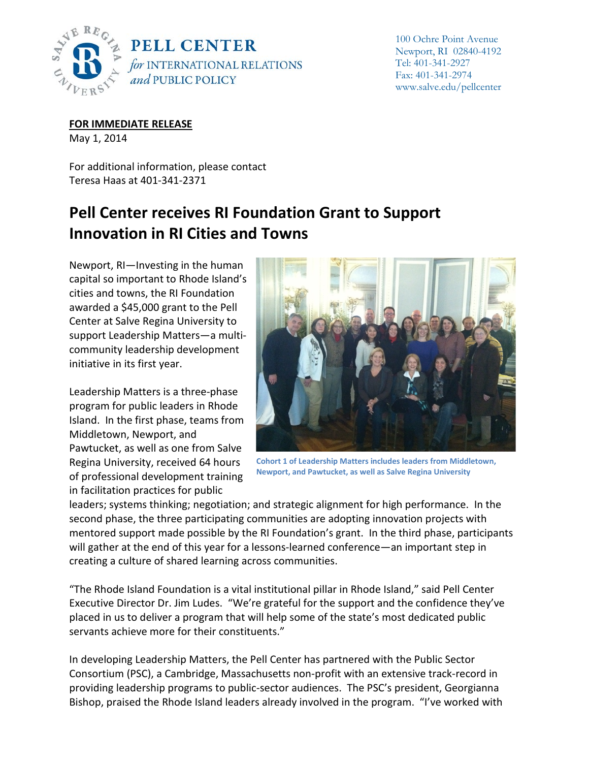**PELL CENTER** *for* INTERNATIONAL RELATIONS *and* PUBLIC POLICY

100 Ochre Point Avenue
Newport, RI 02840-4192
Tel: 401-341-2927
Fax: 401-341-2974
www.salve.edu/pellcenter

**FOR IMMEDIATE RELEASE**
May 1, 2014

For additional information, please contact
Teresa Haas at 401-341-2371

# Pell Center receives RI Foundation Grant to Support Innovation in RI Cities and Towns

Newport, RI—Investing in the human capital so important to Rhode Island's cities and towns, the RI Foundation awarded a $45,000 grant to the Pell Center at Salve Regina University to support Leadership Matters—a multi-community leadership development initiative in its first year.

Cohort 1 of Leadership Matters includes leaders from Middletown, Newport, and Pawtucket, as well as Salve Regina University

Leadership Matters is a three-phase program for public leaders in Rhode Island. In the first phase, teams from Middletown, Newport, and Pawtucket, as well as one from Salve Regina University, received 64 hours of professional development training in facilitation practices for public leaders; systems thinking; negotiation; and strategic alignment for high performance. In the second phase, the three participating communities are adopting innovation projects with mentored support made possible by the RI Foundation's grant. In the third phase, participants will gather at the end of this year for a lessons-learned conference—an important step in creating a culture of shared learning across communities.

"The Rhode Island Foundation is a vital institutional pillar in Rhode Island," said Pell Center Executive Director Dr. Jim Ludes. "We're grateful for the support and the confidence they've placed in us to deliver a program that will help some of the state's most dedicated public servants achieve more for their constituents."

In developing Leadership Matters, the Pell Center has partnered with the Public Sector Consortium (PSC), a Cambridge, Massachusetts non-profit with an extensive track-record in providing leadership programs to public-sector audiences. The PSC's president, Georgianna Bishop, praised the Rhode Island leaders already involved in the program. "I've worked with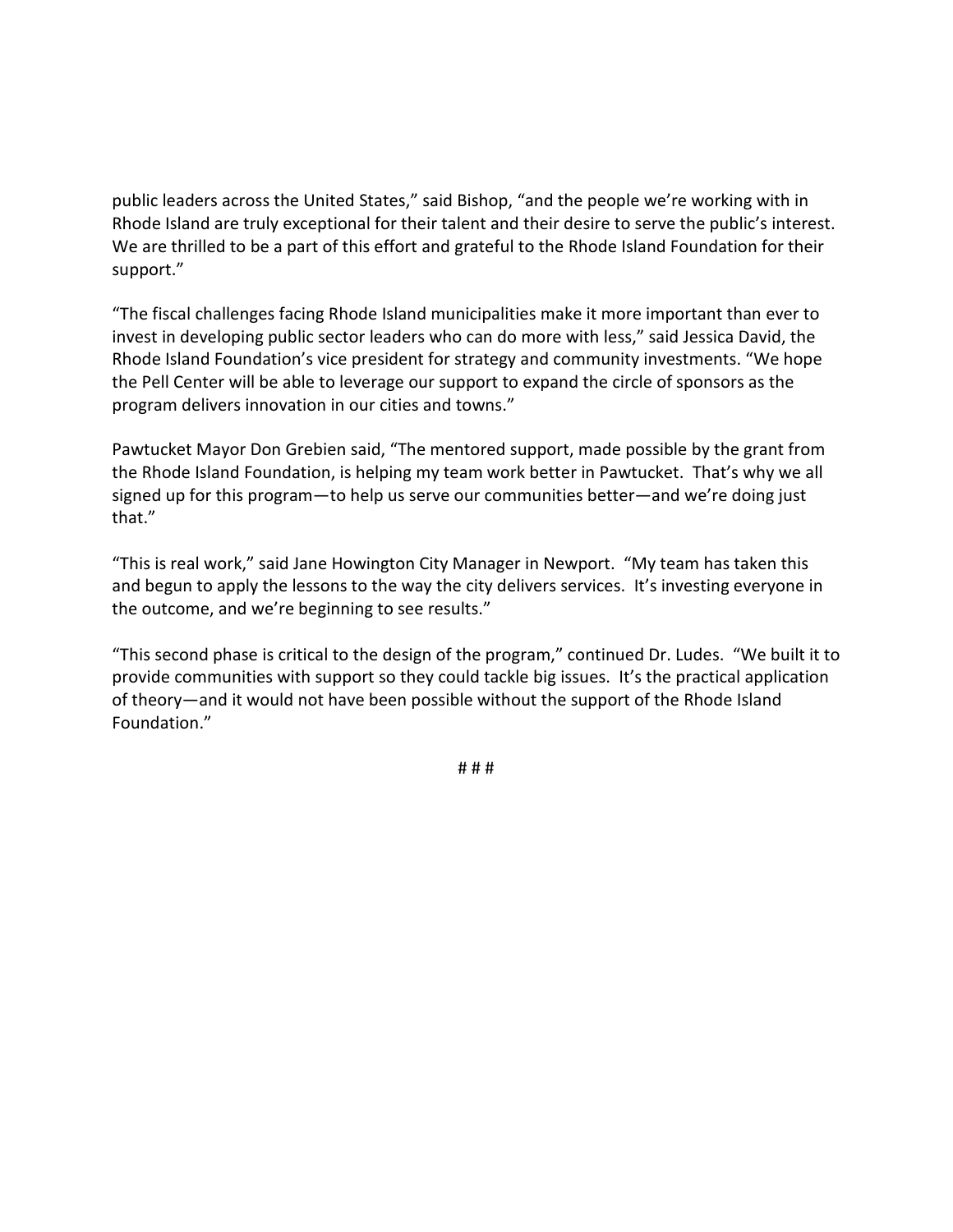public leaders across the United States," said Bishop, "and the people we're working with in Rhode Island are truly exceptional for their talent and their desire to serve the public's interest. We are thrilled to be a part of this effort and grateful to the Rhode Island Foundation for their support."

"The fiscal challenges facing Rhode Island municipalities make it more important than ever to invest in developing public sector leaders who can do more with less," said Jessica David, the Rhode Island Foundation's vice president for strategy and community investments. "We hope the Pell Center will be able to leverage our support to expand the circle of sponsors as the program delivers innovation in our cities and towns."

Pawtucket Mayor Don Grebien said, "The mentored support, made possible by the grant from the Rhode Island Foundation, is helping my team work better in Pawtucket. That's why we all signed up for this program—to help us serve our communities better—and we're doing just that."

"This is real work," said Jane Howington City Manager in Newport. "My team has taken this and begun to apply the lessons to the way the city delivers services. It's investing everyone in the outcome, and we're beginning to see results."

"This second phase is critical to the design of the program," continued Dr. Ludes. "We built it to provide communities with support so they could tackle big issues. It's the practical application of theory—and it would not have been possible without the support of the Rhode Island Foundation."

# # #